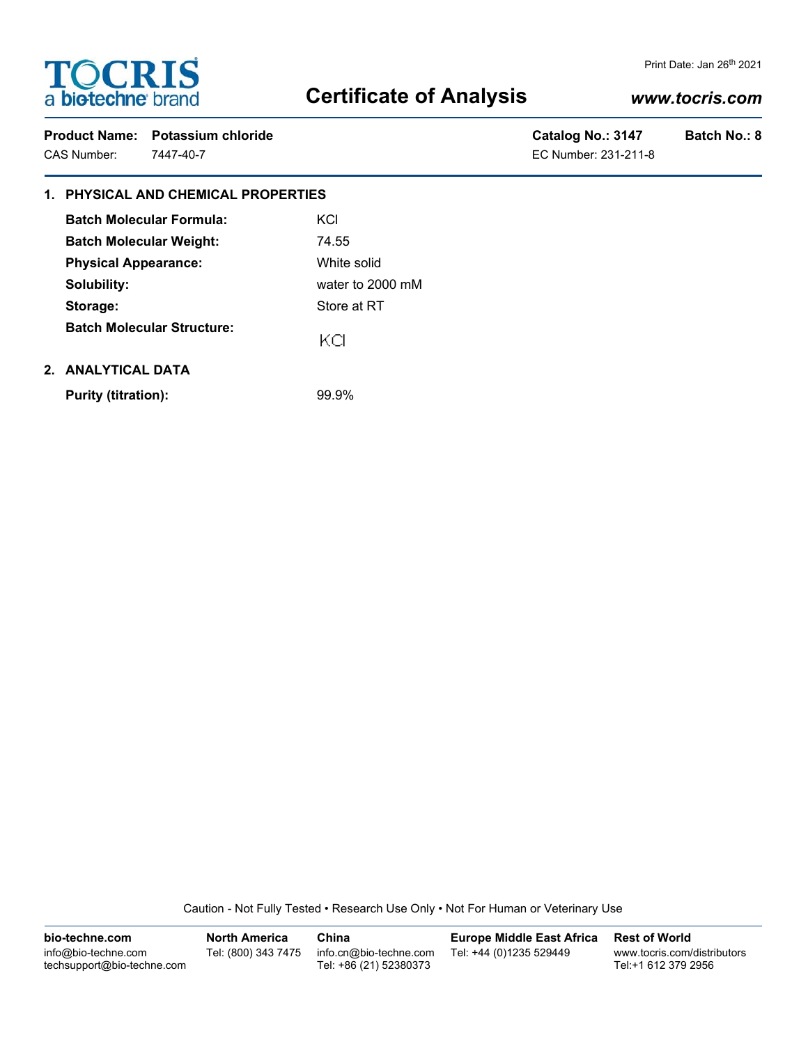**TOCRIS**
a bio-techne brand

Print Date: Jan 26th 2021

# Certificate of Analysis

*www.tocris.com*

**Product Name: Potassium chloride** — **Catalog No.: 3147** — **Batch No.: 8**

CAS Number: 7447-40-7 — EC Number: 231-211-8

## 1. PHYSICAL AND CHEMICAL PROPERTIES

| | |
|---|---|
| **Batch Molecular Formula:** | KCl |
| **Batch Molecular Weight:** | 74.55 |
| **Physical Appearance:** | White solid |
| **Solubility:** | water to 2000 mM |
| **Storage:** | Store at RT |
| **Batch Molecular Structure:** | KCl |

## 2. ANALYTICAL DATA

| | |
|---|---|
| **Purity (titration):** | 99.9% |

Caution - Not Fully Tested • Research Use Only • Not For Human or Veterinary Use

| **bio-techne.com** | **North America** | **China** | **Europe Middle East Africa** | **Rest of World** |
|---|---|---|---|---|
| info@bio-techne.com<br>techsupport@bio-techne.com | Tel: (800) 343 7475 | info.cn@bio-techne.com<br>Tel: +86 (21) 52380373 | Tel: +44 (0)1235 529449 | www.tocris.com/distributors<br>Tel:+1 612 379 2956 |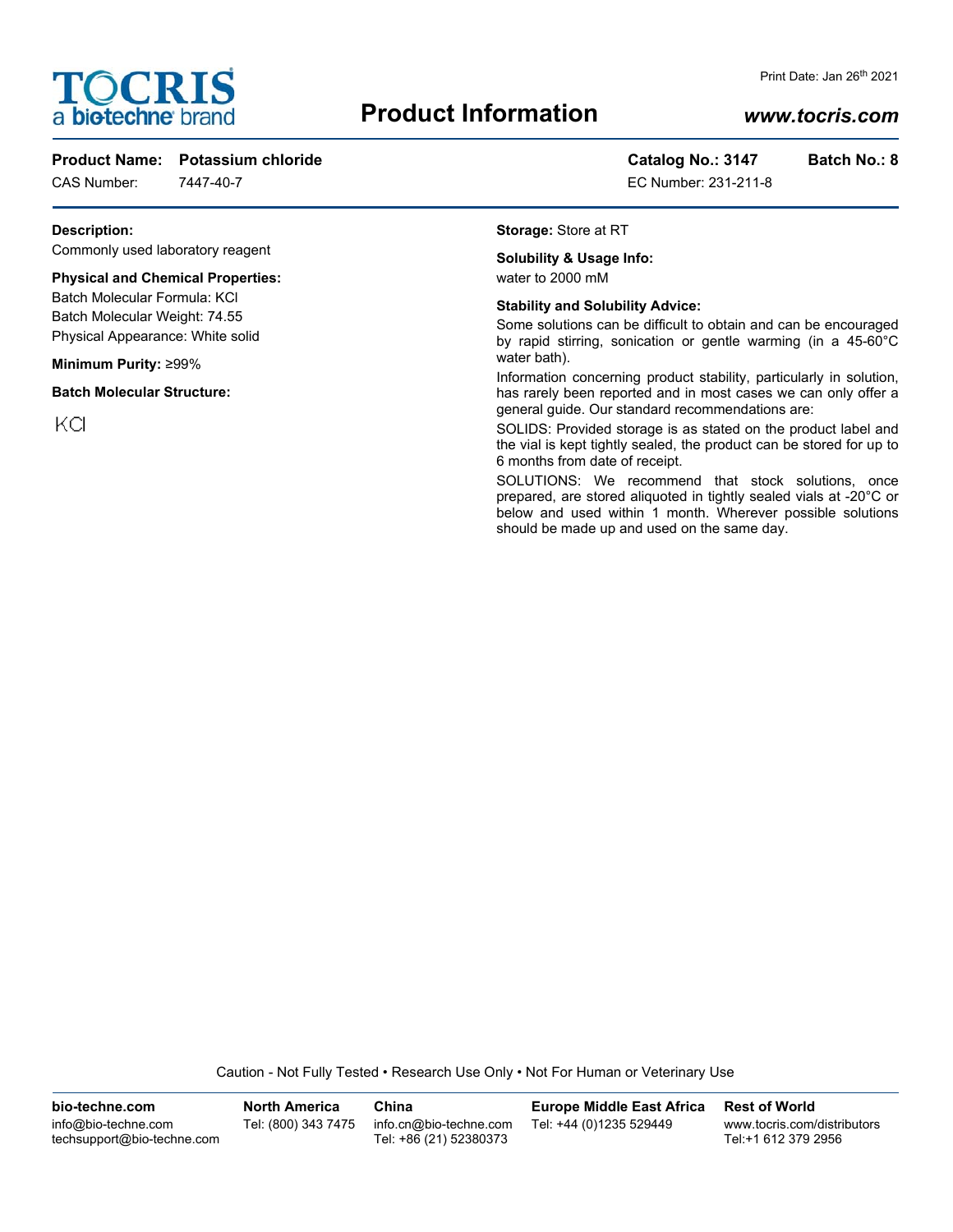# Product Information

Print Date: Jan 26th 2021

*www.tocris.com*

**Product Name: Potassium chloride**

CAS Number: 7447-40-7

**Catalog No.: 3147**

EC Number: 231-211-8

**Batch No.: 8**

**Description:**

Commonly used laboratory reagent

**Physical and Chemical Properties:**

Batch Molecular Formula: KCl

Batch Molecular Weight: 74.55

Physical Appearance: White solid

**Minimum Purity:** ≥99%

**Batch Molecular Structure:**

KCl

**Storage:** Store at RT

**Solubility & Usage Info:**

water to 2000 mM

**Stability and Solubility Advice:**

Some solutions can be difficult to obtain and can be encouraged by rapid stirring, sonication or gentle warming (in a 45-60°C water bath).

Information concerning product stability, particularly in solution, has rarely been reported and in most cases we can only offer a general guide. Our standard recommendations are:

SOLIDS: Provided storage is as stated on the product label and the vial is kept tightly sealed, the product can be stored for up to 6 months from date of receipt.

SOLUTIONS: We recommend that stock solutions, once prepared, are stored aliquoted in tightly sealed vials at -20°C or below and used within 1 month. Wherever possible solutions should be made up and used on the same day.

Caution - Not Fully Tested • Research Use Only • Not For Human or Veterinary Use

**bio-techne.com**
info@bio-techne.com
techsupport@bio-techne.com

**North America**
Tel: (800) 343 7475

**China**
info.cn@bio-techne.com
Tel: +86 (21) 52380373

**Europe Middle East Africa**
Tel: +44 (0)1235 529449

**Rest of World**
www.tocris.com/distributors
Tel:+1 612 379 2956